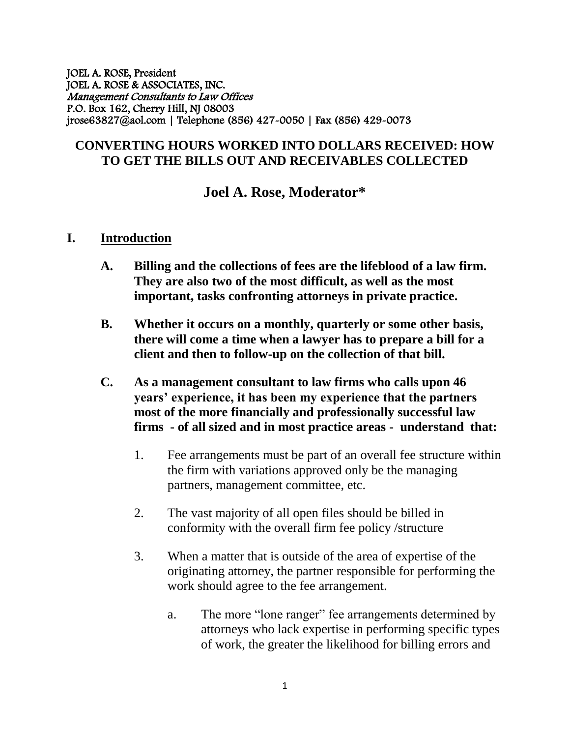JOEL A. ROSE, President
JOEL A. ROSE & ASSOCIATES, INC.
*Management Consultants to Law Offices*
P.O. Box 162, Cherry Hill, NJ 08003
jrose63827@aol.com | Telephone (856) 427-0050 | Fax (856) 429-0073

## CONVERTING HOURS WORKED INTO DOLLARS RECEIVED: HOW TO GET THE BILLS OUT AND RECEIVABLES COLLECTED

## Joel A. Rose, Moderator*

### I. Introduction

**A. Billing and the collections of fees are the lifeblood of a law firm. They are also two of the most difficult, as well as the most important, tasks confronting attorneys in private practice.**

**B. Whether it occurs on a monthly, quarterly or some other basis, there will come a time when a lawyer has to prepare a bill for a client and then to follow-up on the collection of that bill.**

**C. As a management consultant to law firms who calls upon 46 years' experience, it has been my experience that the partners most of the more financially and professionally successful law firms - of all sized and in most practice areas - understand that:**

1. Fee arrangements must be part of an overall fee structure within the firm with variations approved only be the managing partners, management committee, etc.

2. The vast majority of all open files should be billed in conformity with the overall firm fee policy /structure

3. When a matter that is outside of the area of expertise of the originating attorney, the partner responsible for performing the work should agree to the fee arrangement.

   a. The more "lone ranger" fee arrangements determined by attorneys who lack expertise in performing specific types of work, the greater the likelihood for billing errors and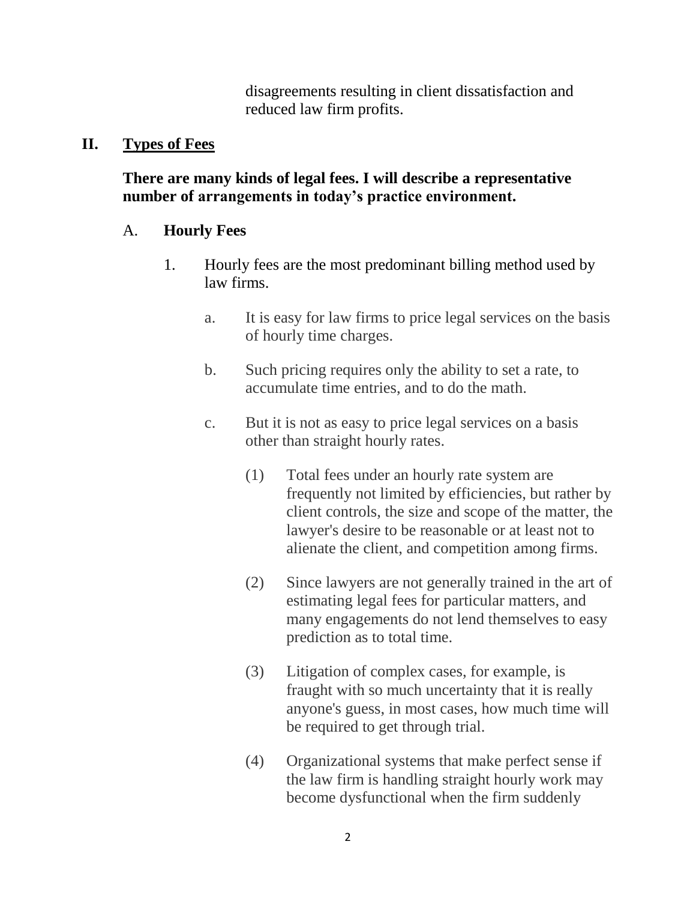disagreements resulting in client dissatisfaction and reduced law firm profits.

## II. Types of Fees

**There are many kinds of legal fees. I will describe a representative number of arrangements in today's practice environment.**

### A. **Hourly Fees**

1. Hourly fees are the most predominant billing method used by law firms.

    a. It is easy for law firms to price legal services on the basis of hourly time charges.

    b. Such pricing requires only the ability to set a rate, to accumulate time entries, and to do the math.

    c. But it is not as easy to price legal services on a basis other than straight hourly rates.

    (1) Total fees under an hourly rate system are frequently not limited by efficiencies, but rather by client controls, the size and scope of the matter, the lawyer's desire to be reasonable or at least not to alienate the client, and competition among firms.

    (2) Since lawyers are not generally trained in the art of estimating legal fees for particular matters, and many engagements do not lend themselves to easy prediction as to total time.

    (3) Litigation of complex cases, for example, is fraught with so much uncertainty that it is really anyone's guess, in most cases, how much time will be required to get through trial.

    (4) Organizational systems that make perfect sense if the law firm is handling straight hourly work may become dysfunctional when the firm suddenly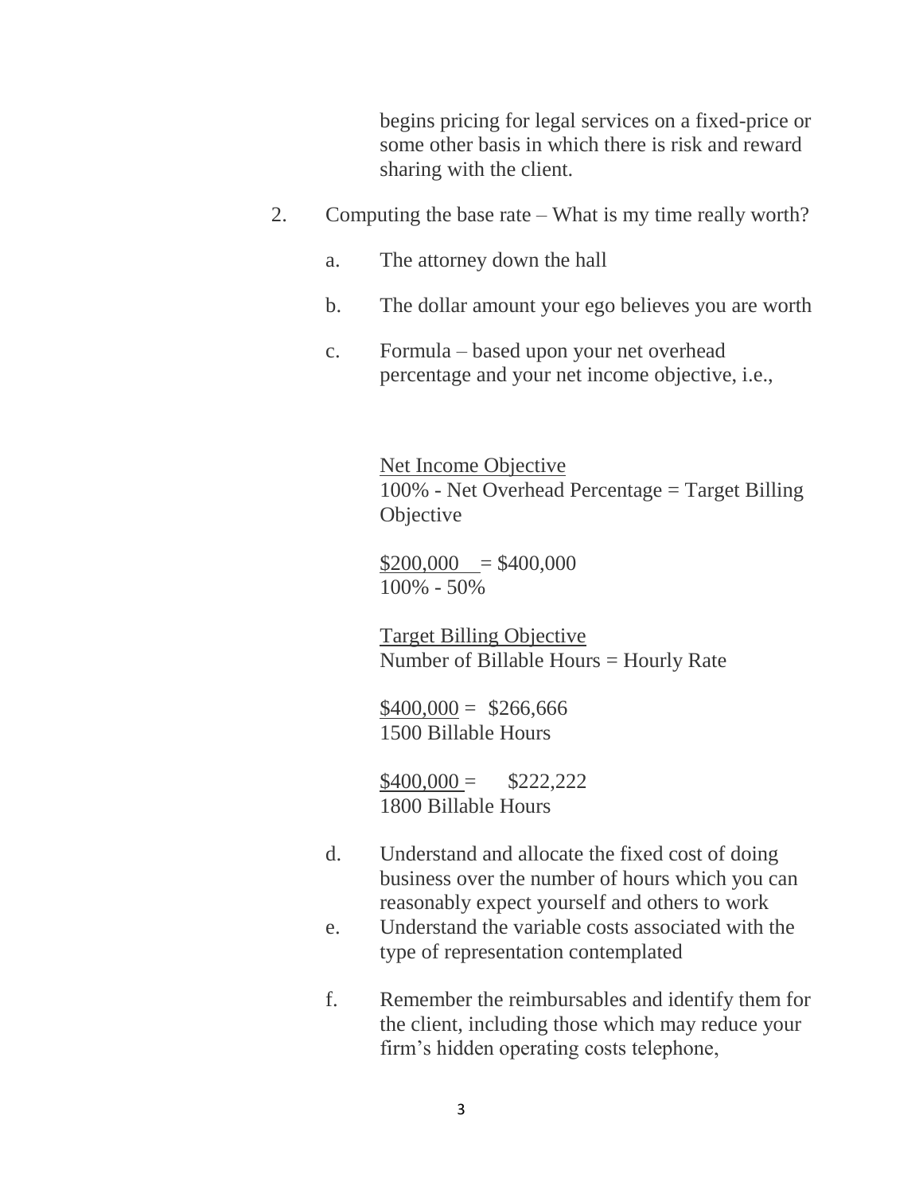begins pricing for legal services on a fixed-price or some other basis in which there is risk and reward sharing with the client.

2. Computing the base rate – What is my time really worth?

   a. The attorney down the hall

   b. The dollar amount your ego believes you are worth

   c. Formula – based upon your net overhead percentage and your net income objective, i.e.,

$$\frac{\text{Net Income Objective}}{100\% - \text{Net Overhead Percentage}} = \text{Target Billing Objective}$$

$$\frac{\$200{,}000}{100\% - 50\%} = \$400{,}000$$

$$\frac{\text{Target Billing Objective}}{\text{Number of Billable Hours}} = \text{Hourly Rate}$$

$$\frac{\$400{,}000}{1500 \text{ Billable Hours}} = \$266{,}666$$

$$\frac{\$400{,}000}{1800 \text{ Billable Hours}} = \$222{,}222$$

   d. Understand and allocate the fixed cost of doing business over the number of hours which you can reasonably expect yourself and others to work

   e. Understand the variable costs associated with the type of representation contemplated

   f. Remember the reimbursables and identify them for the client, including those which may reduce your firm's hidden operating costs telephone,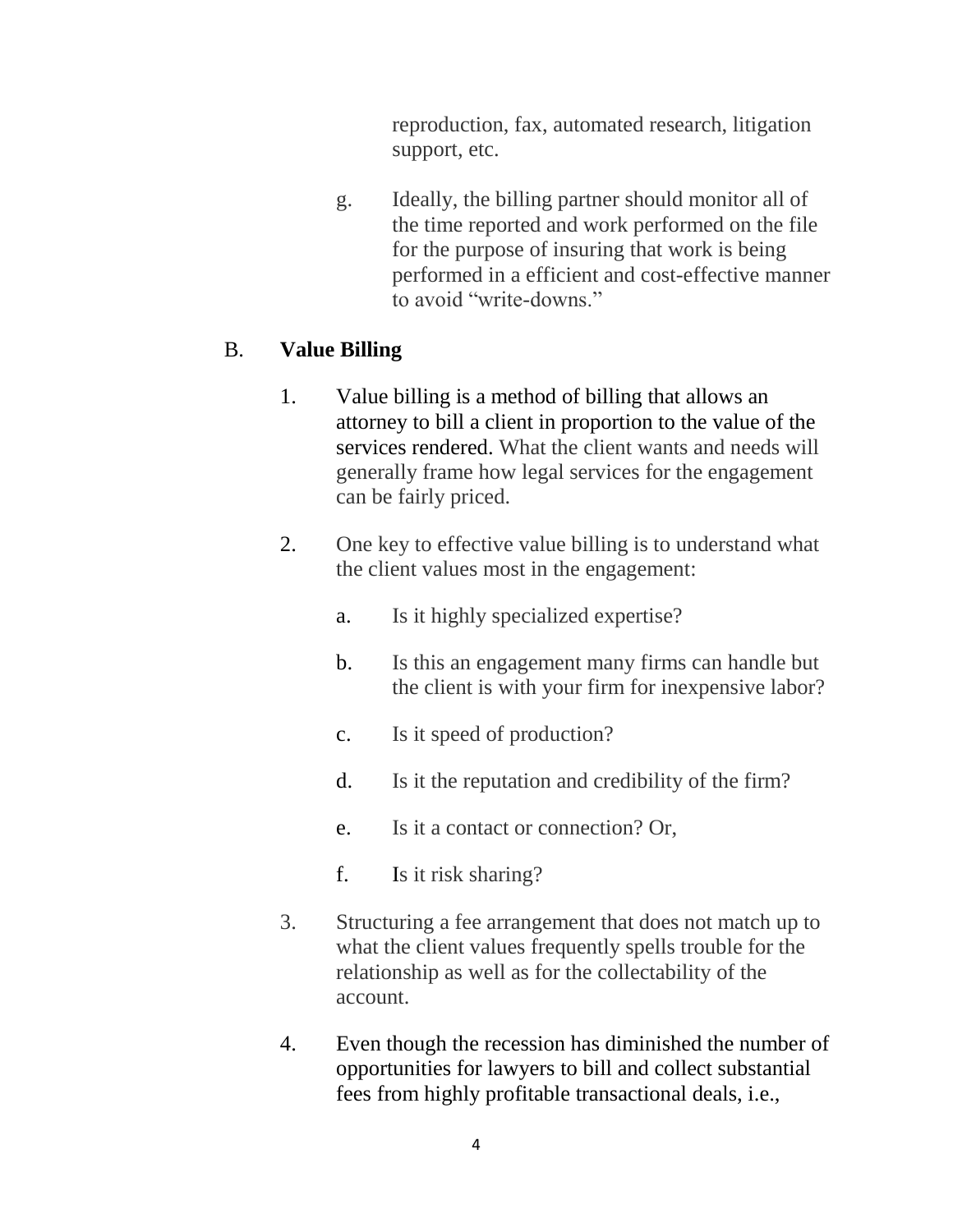reproduction, fax, automated research, litigation support, etc.

g. Ideally, the billing partner should monitor all of the time reported and work performed on the file for the purpose of insuring that work is being performed in a efficient and cost-effective manner to avoid "write-downs."

B. **Value Billing**

1. Value billing is a method of billing that allows an attorney to bill a client in proportion to the value of the services rendered. What the client wants and needs will generally frame how legal services for the engagement can be fairly priced.

2. One key to effective value billing is to understand what the client values most in the engagement:

   a. Is it highly specialized expertise?

   b. Is this an engagement many firms can handle but the client is with your firm for inexpensive labor?

   c. Is it speed of production?

   d. Is it the reputation and credibility of the firm?

   e. Is it a contact or connection? Or,

   f. Is it risk sharing?

3. Structuring a fee arrangement that does not match up to what the client values frequently spells trouble for the relationship as well as for the collectability of the account.

4. Even though the recession has diminished the number of opportunities for lawyers to bill and collect substantial fees from highly profitable transactional deals, i.e.,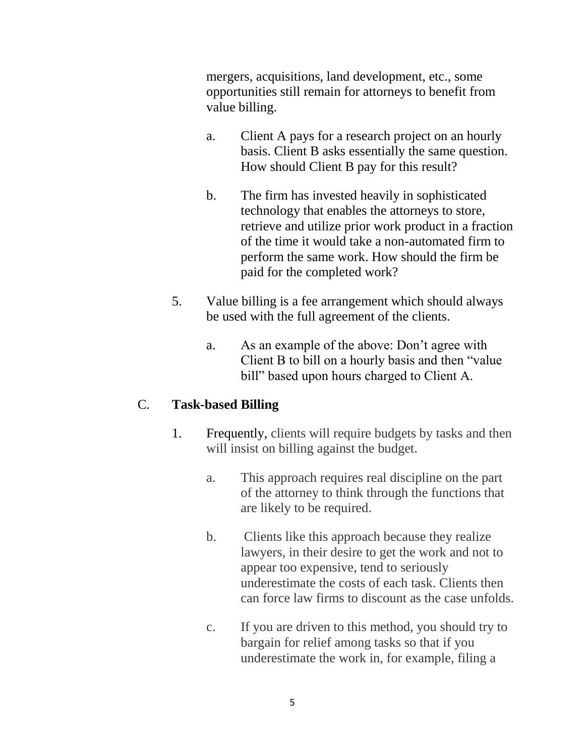mergers, acquisitions, land development, etc., some opportunities still remain for attorneys to benefit from value billing.

a. Client A pays for a research project on an hourly basis. Client B asks essentially the same question. How should Client B pay for this result?

b. The firm has invested heavily in sophisticated technology that enables the attorneys to store, retrieve and utilize prior work product in a fraction of the time it would take a non-automated firm to perform the same work. How should the firm be paid for the completed work?

5. Value billing is a fee arrangement which should always be used with the full agreement of the clients.

   a. As an example of the above: Don't agree with Client B to bill on a hourly basis and then "value bill" based upon hours charged to Client A.

## C. **Task-based Billing**

1. Frequently, clients will require budgets by tasks and then will insist on billing against the budget.

   a. This approach requires real discipline on the part of the attorney to think through the functions that are likely to be required.

   b. Clients like this approach because they realize lawyers, in their desire to get the work and not to appear too expensive, tend to seriously underestimate the costs of each task. Clients then can force law firms to discount as the case unfolds.

   c. If you are driven to this method, you should try to bargain for relief among tasks so that if you underestimate the work in, for example, filing a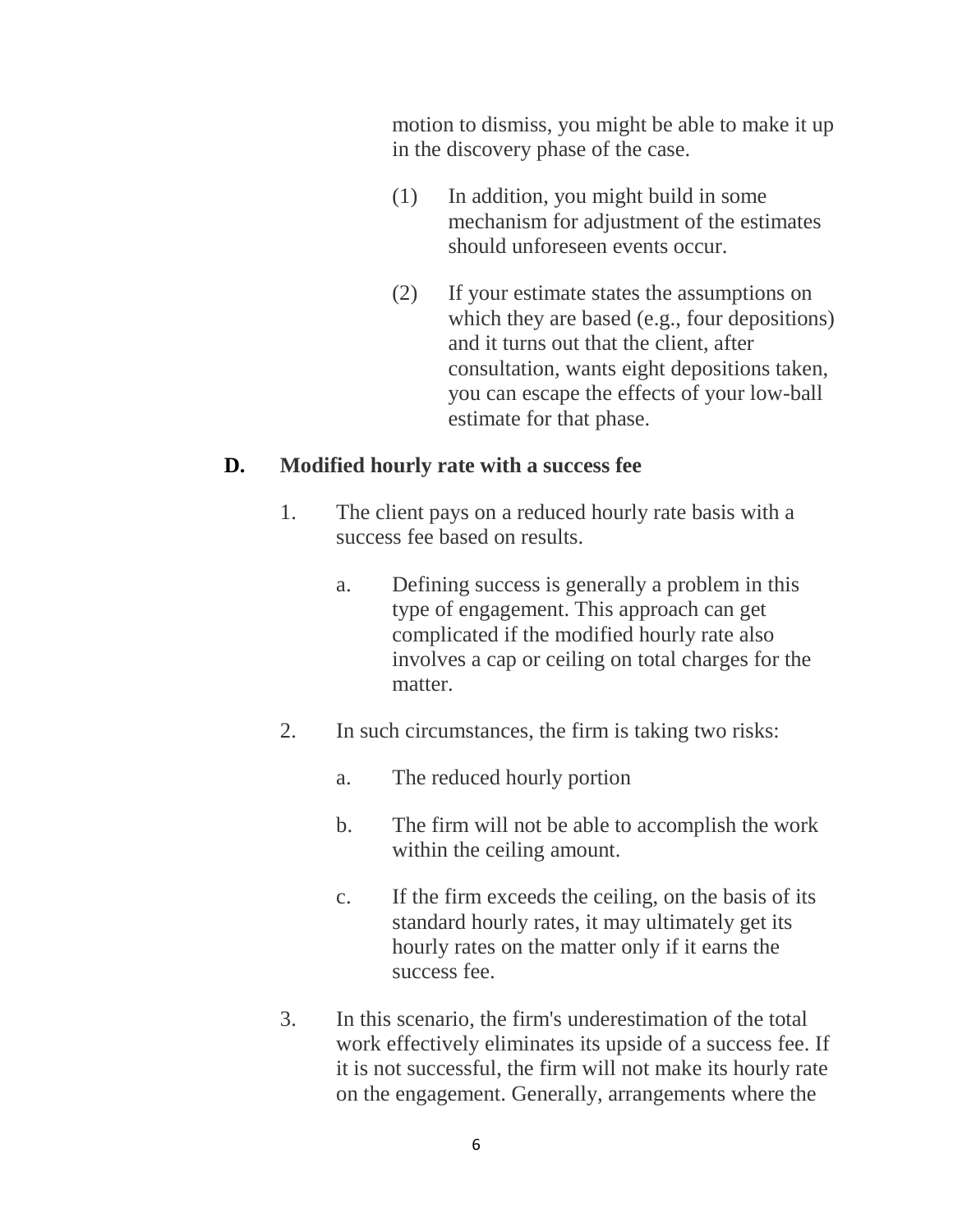motion to dismiss, you might be able to make it up in the discovery phase of the case.

(1) In addition, you might build in some mechanism for adjustment of the estimates should unforeseen events occur.

(2) If your estimate states the assumptions on which they are based (e.g., four depositions) and it turns out that the client, after consultation, wants eight depositions taken, you can escape the effects of your low-ball estimate for that phase.

**D. Modified hourly rate with a success fee**

1. The client pays on a reduced hourly rate basis with a success fee based on results.

   a. Defining success is generally a problem in this type of engagement. This approach can get complicated if the modified hourly rate also involves a cap or ceiling on total charges for the matter.

2. In such circumstances, the firm is taking two risks:

   a. The reduced hourly portion

   b. The firm will not be able to accomplish the work within the ceiling amount.

   c. If the firm exceeds the ceiling, on the basis of its standard hourly rates, it may ultimately get its hourly rates on the matter only if it earns the success fee.

3. In this scenario, the firm's underestimation of the total work effectively eliminates its upside of a success fee. If it is not successful, the firm will not make its hourly rate on the engagement. Generally, arrangements where the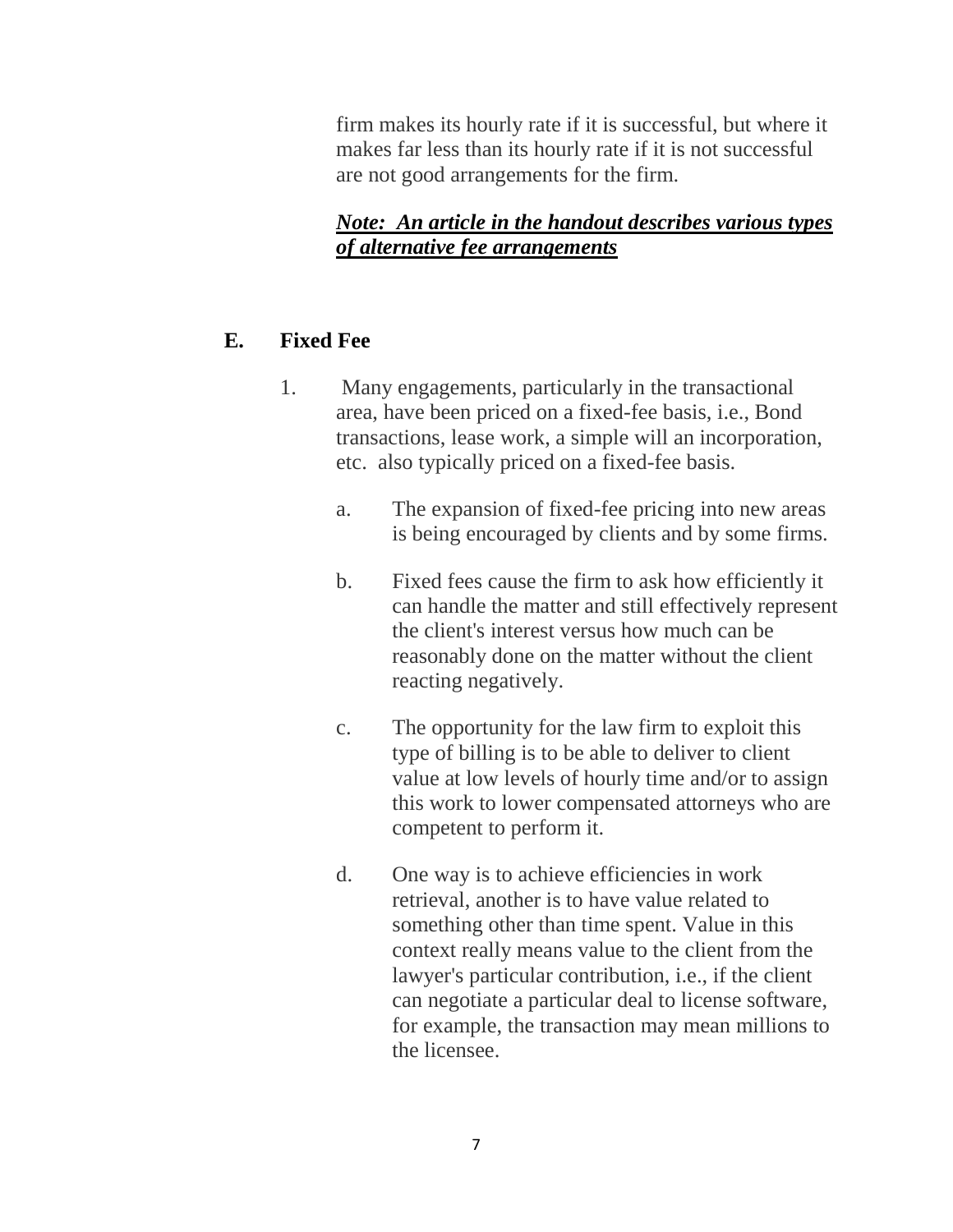firm makes its hourly rate if it is successful, but where it makes far less than its hourly rate if it is not successful are not good arrangements for the firm.

***Note: An article in the handout describes various types of alternative fee arrangements***

## E. Fixed Fee

1. Many engagements, particularly in the transactional area, have been priced on a fixed-fee basis, i.e., Bond transactions, lease work, a simple will an incorporation, etc. also typically priced on a fixed-fee basis.

   a. The expansion of fixed-fee pricing into new areas is being encouraged by clients and by some firms.

   b. Fixed fees cause the firm to ask how efficiently it can handle the matter and still effectively represent the client's interest versus how much can be reasonably done on the matter without the client reacting negatively.

   c. The opportunity for the law firm to exploit this type of billing is to be able to deliver to client value at low levels of hourly time and/or to assign this work to lower compensated attorneys who are competent to perform it.

   d. One way is to achieve efficiencies in work retrieval, another is to have value related to something other than time spent. Value in this context really means value to the client from the lawyer's particular contribution, i.e., if the client can negotiate a particular deal to license software, for example, the transaction may mean millions to the licensee.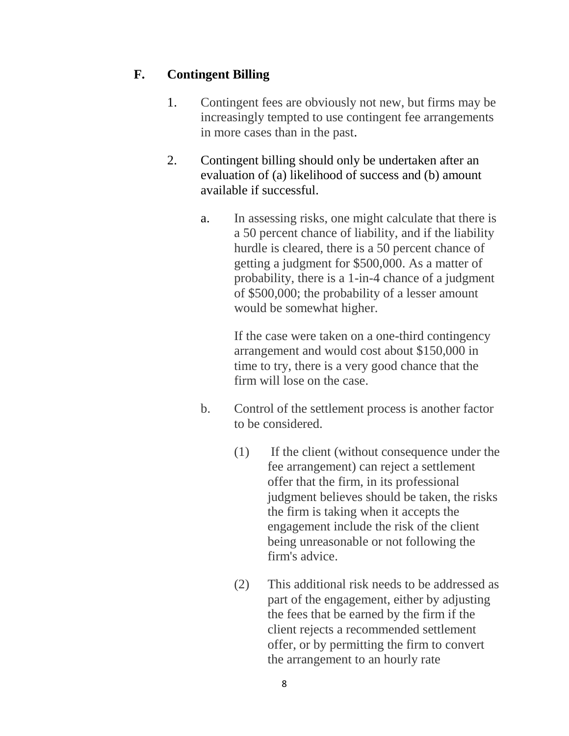## F. Contingent Billing

1. Contingent fees are obviously not new, but firms may be increasingly tempted to use contingent fee arrangements in more cases than in the past.

2. Contingent billing should only be undertaken after an evaluation of (a) likelihood of success and (b) amount available if successful.

   a. In assessing risks, one might calculate that there is a 50 percent chance of liability, and if the liability hurdle is cleared, there is a 50 percent chance of getting a judgment for $500,000. As a matter of probability, there is a 1-in-4 chance of a judgment of $500,000; the probability of a lesser amount would be somewhat higher.

      If the case were taken on a one-third contingency arrangement and would cost about $150,000 in time to try, there is a very good chance that the firm will lose on the case.

   b. Control of the settlement process is another factor to be considered.

      (1) If the client (without consequence under the fee arrangement) can reject a settlement offer that the firm, in its professional judgment believes should be taken, the risks the firm is taking when it accepts the engagement include the risk of the client being unreasonable or not following the firm's advice.

      (2) This additional risk needs to be addressed as part of the engagement, either by adjusting the fees that be earned by the firm if the client rejects a recommended settlement offer, or by permitting the firm to convert the arrangement to an hourly rate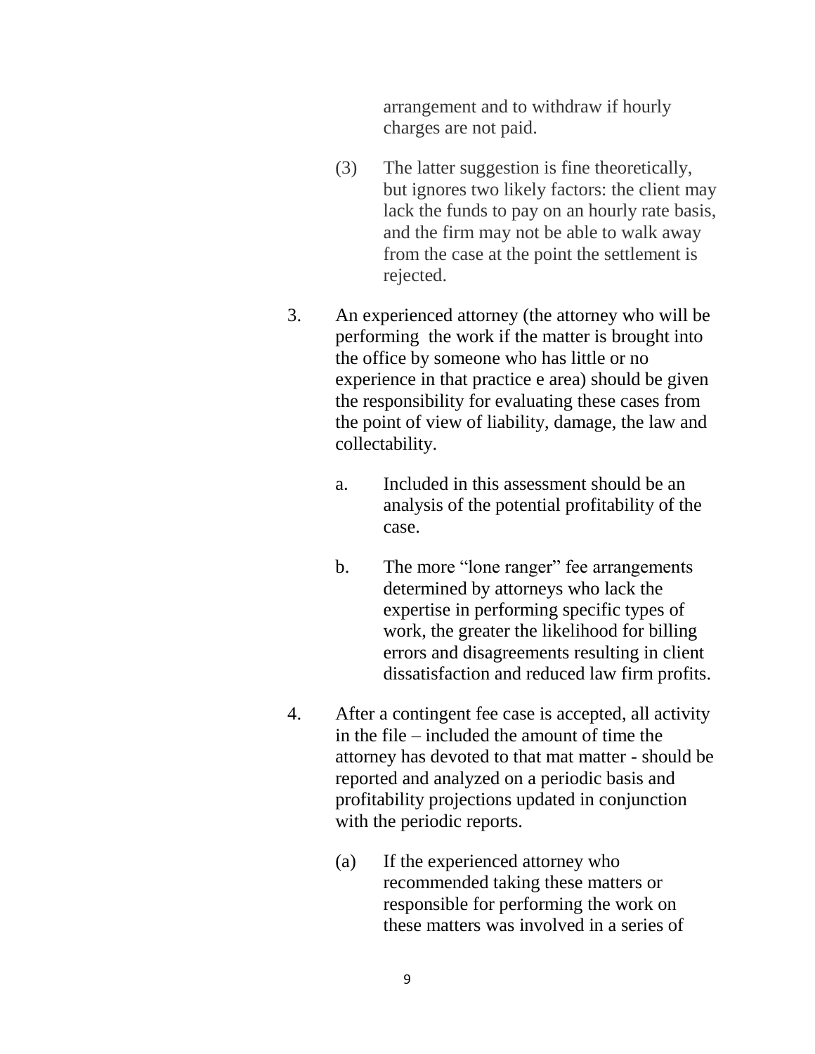arrangement and to withdraw if hourly charges are not paid.

(3) The latter suggestion is fine theoretically, but ignores two likely factors: the client may lack the funds to pay on an hourly rate basis, and the firm may not be able to walk away from the case at the point the settlement is rejected.

3. An experienced attorney (the attorney who will be performing the work if the matter is brought into the office by someone who has little or no experience in that practice e area) should be given the responsibility for evaluating these cases from the point of view of liability, damage, the law and collectability.

   a. Included in this assessment should be an analysis of the potential profitability of the case.

   b. The more "lone ranger" fee arrangements determined by attorneys who lack the expertise in performing specific types of work, the greater the likelihood for billing errors and disagreements resulting in client dissatisfaction and reduced law firm profits.

4. After a contingent fee case is accepted, all activity in the file – included the amount of time the attorney has devoted to that mat matter - should be reported and analyzed on a periodic basis and profitability projections updated in conjunction with the periodic reports.

   (a) If the experienced attorney who recommended taking these matters or responsible for performing the work on these matters was involved in a series of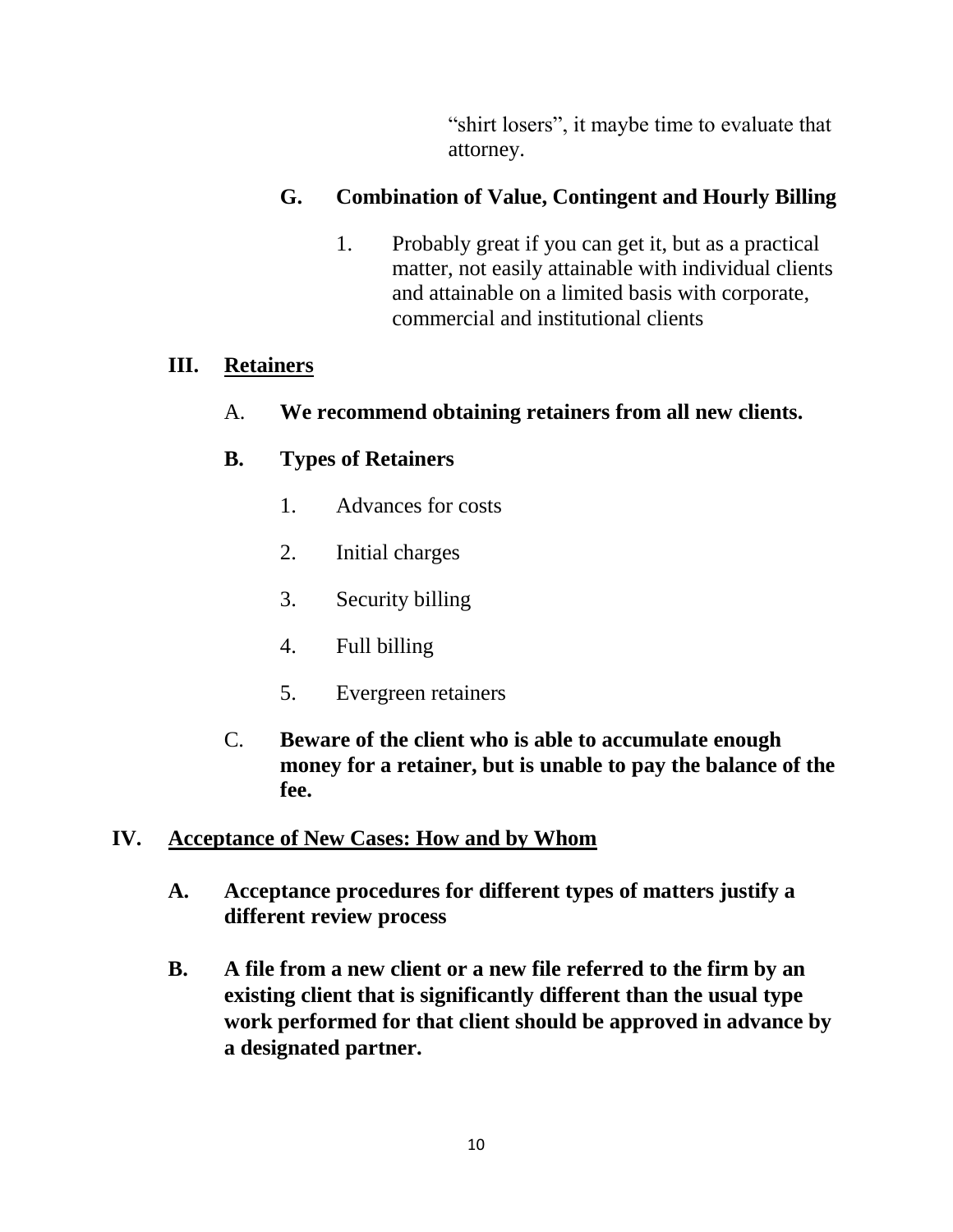"shirt losers", it maybe time to evaluate that attorney.

### G. Combination of Value, Contingent and Hourly Billing

1. Probably great if you can get it, but as a practical matter, not easily attainable with individual clients and attainable on a limited basis with corporate, commercial and institutional clients

## III. Retainers

A. **We recommend obtaining retainers from all new clients.**

### B. Types of Retainers

1. Advances for costs
2. Initial charges
3. Security billing
4. Full billing
5. Evergreen retainers

C. **Beware of the client who is able to accumulate enough money for a retainer, but is unable to pay the balance of the fee.**

## IV. Acceptance of New Cases: How and by Whom

**A. Acceptance procedures for different types of matters justify a different review process**

**B. A file from a new client or a new file referred to the firm by an existing client that is significantly different than the usual type work performed for that client should be approved in advance by a designated partner.**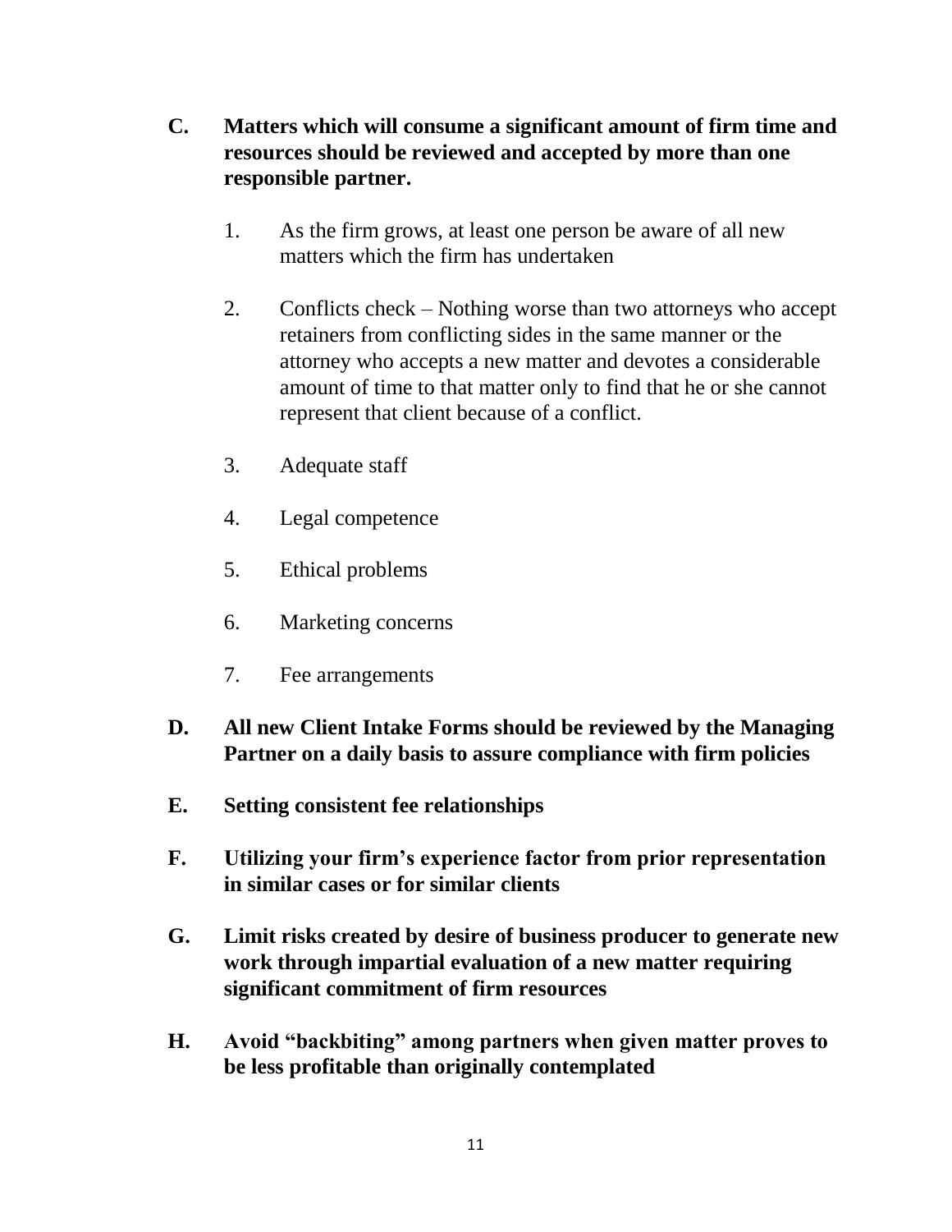**C. Matters which will consume a significant amount of firm time and resources should be reviewed and accepted by more than one responsible partner.**

1. As the firm grows, at least one person be aware of all new matters which the firm has undertaken

2. Conflicts check – Nothing worse than two attorneys who accept retainers from conflicting sides in the same manner or the attorney who accepts a new matter and devotes a considerable amount of time to that matter only to find that he or she cannot represent that client because of a conflict.

3. Adequate staff

4. Legal competence

5. Ethical problems

6. Marketing concerns

7. Fee arrangements

**D. All new Client Intake Forms should be reviewed by the Managing Partner on a daily basis to assure compliance with firm policies**

**E. Setting consistent fee relationships**

**F. Utilizing your firm's experience factor from prior representation in similar cases or for similar clients**

**G. Limit risks created by desire of business producer to generate new work through impartial evaluation of a new matter requiring significant commitment of firm resources**

**H. Avoid "backbiting" among partners when given matter proves to be less profitable than originally contemplated**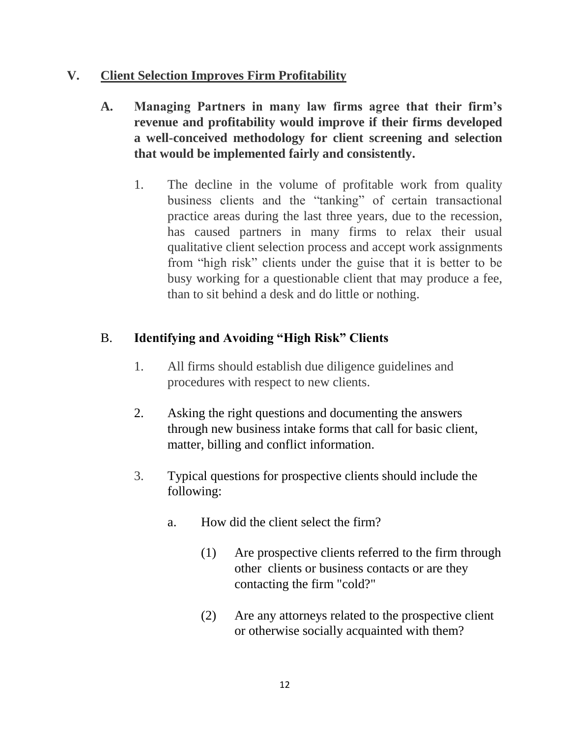## V. Client Selection Improves Firm Profitability

### A. Managing Partners in many law firms agree that their firm's revenue and profitability would improve if their firms developed a well-conceived methodology for client screening and selection that would be implemented fairly and consistently.

1. The decline in the volume of profitable work from quality business clients and the "tanking" of certain transactional practice areas during the last three years, due to the recession, has caused partners in many firms to relax their usual qualitative client selection process and accept work assignments from "high risk" clients under the guise that it is better to be busy working for a questionable client that may produce a fee, than to sit behind a desk and do little or nothing.

### B. Identifying and Avoiding "High Risk" Clients

1. All firms should establish due diligence guidelines and procedures with respect to new clients.

2. Asking the right questions and documenting the answers through new business intake forms that call for basic client, matter, billing and conflict information.

3. Typical questions for prospective clients should include the following:

   a. How did the client select the firm?

      (1) Are prospective clients referred to the firm through other clients or business contacts or are they contacting the firm "cold?"

      (2) Are any attorneys related to the prospective client or otherwise socially acquainted with them?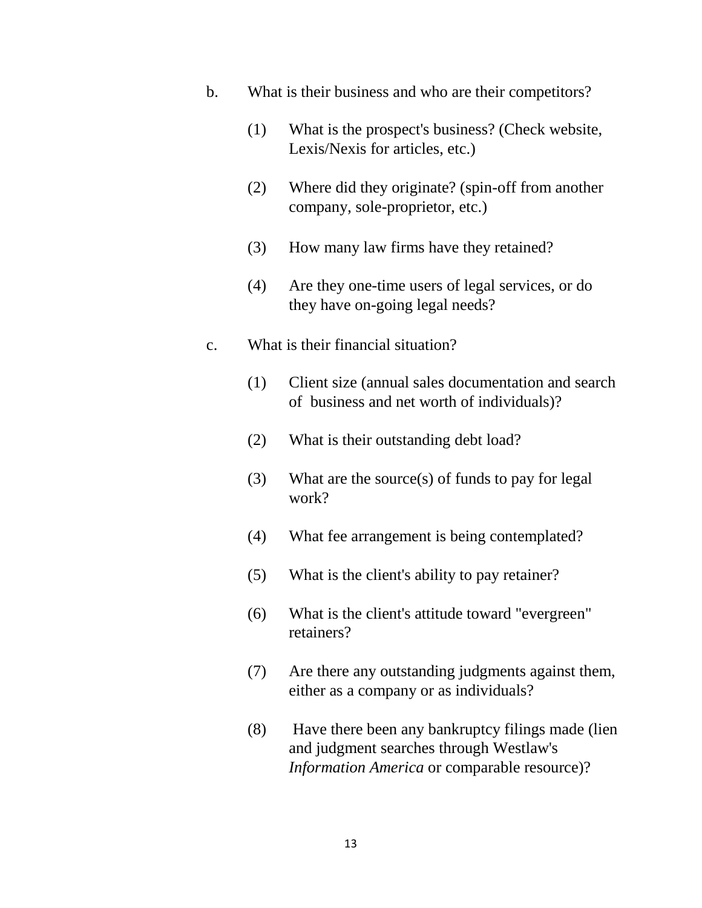b. What is their business and who are their competitors?

   (1) What is the prospect's business? (Check website, Lexis/Nexis for articles, etc.)

   (2) Where did they originate? (spin-off from another company, sole-proprietor, etc.)

   (3) How many law firms have they retained?

   (4) Are they one-time users of legal services, or do they have on-going legal needs?

c. What is their financial situation?

   (1) Client size (annual sales documentation and search of business and net worth of individuals)?

   (2) What is their outstanding debt load?

   (3) What are the source(s) of funds to pay for legal work?

   (4) What fee arrangement is being contemplated?

   (5) What is the client's ability to pay retainer?

   (6) What is the client's attitude toward "evergreen" retainers?

   (7) Are there any outstanding judgments against them, either as a company or as individuals?

   (8) Have there been any bankruptcy filings made (lien and judgment searches through Westlaw's *Information America* or comparable resource)?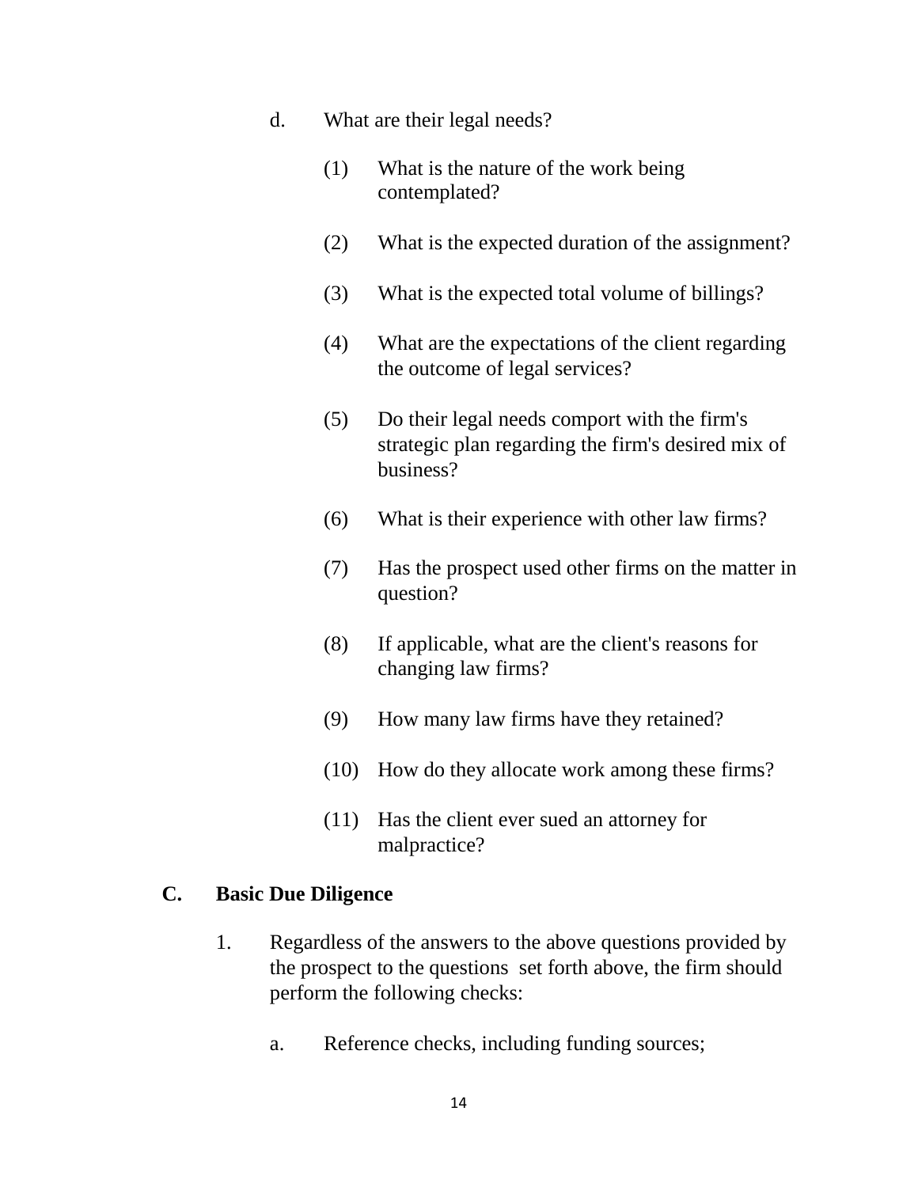d. What are their legal needs?

   (1) What is the nature of the work being contemplated?

   (2) What is the expected duration of the assignment?

   (3) What is the expected total volume of billings?

   (4) What are the expectations of the client regarding the outcome of legal services?

   (5) Do their legal needs comport with the firm's strategic plan regarding the firm's desired mix of business?

   (6) What is their experience with other law firms?

   (7) Has the prospect used other firms on the matter in question?

   (8) If applicable, what are the client's reasons for changing law firms?

   (9) How many law firms have they retained?

   (10) How do they allocate work among these firms?

   (11) Has the client ever sued an attorney for malpractice?

## C. Basic Due Diligence

1. Regardless of the answers to the above questions provided by the prospect to the questions set forth above, the firm should perform the following checks:

   a. Reference checks, including funding sources;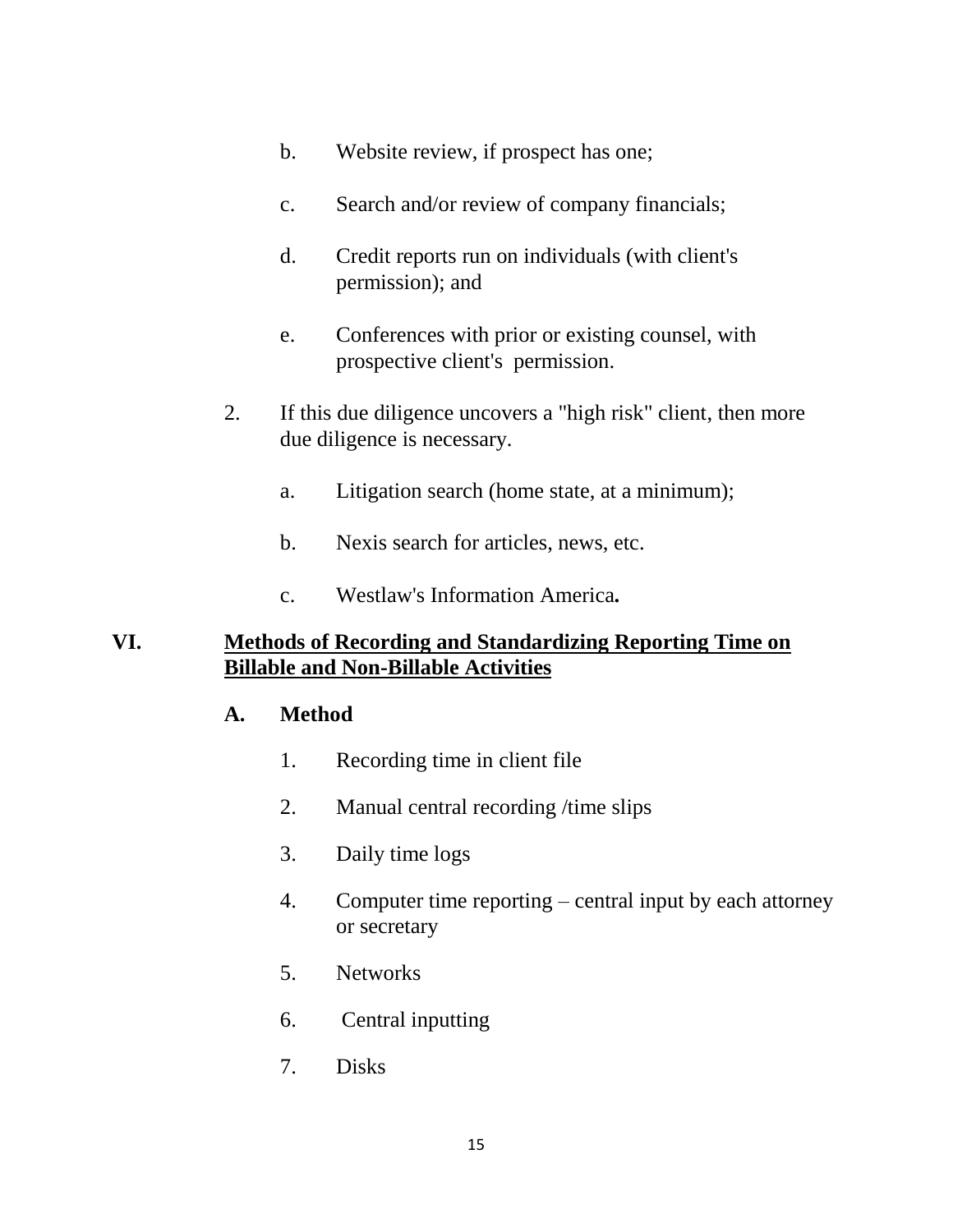b. Website review, if prospect has one;

   c. Search and/or review of company financials;

   d. Credit reports run on individuals (with client's permission); and

   e. Conferences with prior or existing counsel, with prospective client's permission.

2. If this due diligence uncovers a "high risk" client, then more due diligence is necessary.

   a. Litigation search (home state, at a minimum);

   b. Nexis search for articles, news, etc.

   c. Westlaw's Information America**.**

## VI. <u>Methods of Recording and Standardizing Reporting Time on Billable and Non-Billable Activities</u>

### A. Method

1. Recording time in client file
2. Manual central recording /time slips
3. Daily time logs
4. Computer time reporting – central input by each attorney or secretary
5. Networks
6. Central inputting
7. Disks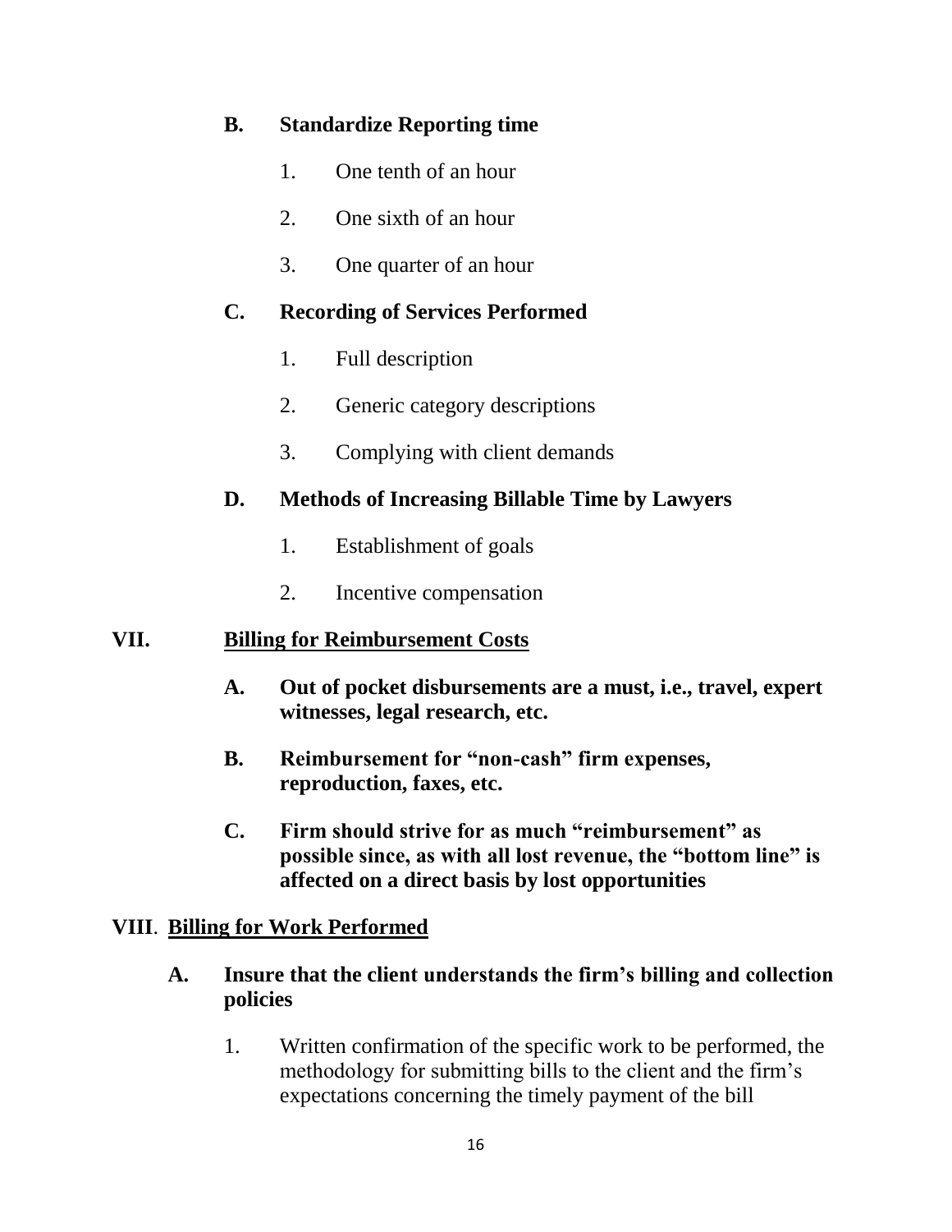**B. Standardize Reporting time**

1. One tenth of an hour
2. One sixth of an hour
3. One quarter of an hour

**C. Recording of Services Performed**

1. Full description
2. Generic category descriptions
3. Complying with client demands

**D. Methods of Increasing Billable Time by Lawyers**

1. Establishment of goals
2. Incentive compensation

## VII. Billing for Reimbursement Costs

**A. Out of pocket disbursements are a must, i.e., travel, expert witnesses, legal research, etc.**

**B. Reimbursement for "non-cash" firm expenses, reproduction, faxes, etc.**

**C. Firm should strive for as much "reimbursement" as possible since, as with all lost revenue, the "bottom line" is affected on a direct basis by lost opportunities**

## VIII. Billing for Work Performed

**A. Insure that the client understands the firm's billing and collection policies**

1. Written confirmation of the specific work to be performed, the methodology for submitting bills to the client and the firm's expectations concerning the timely payment of the bill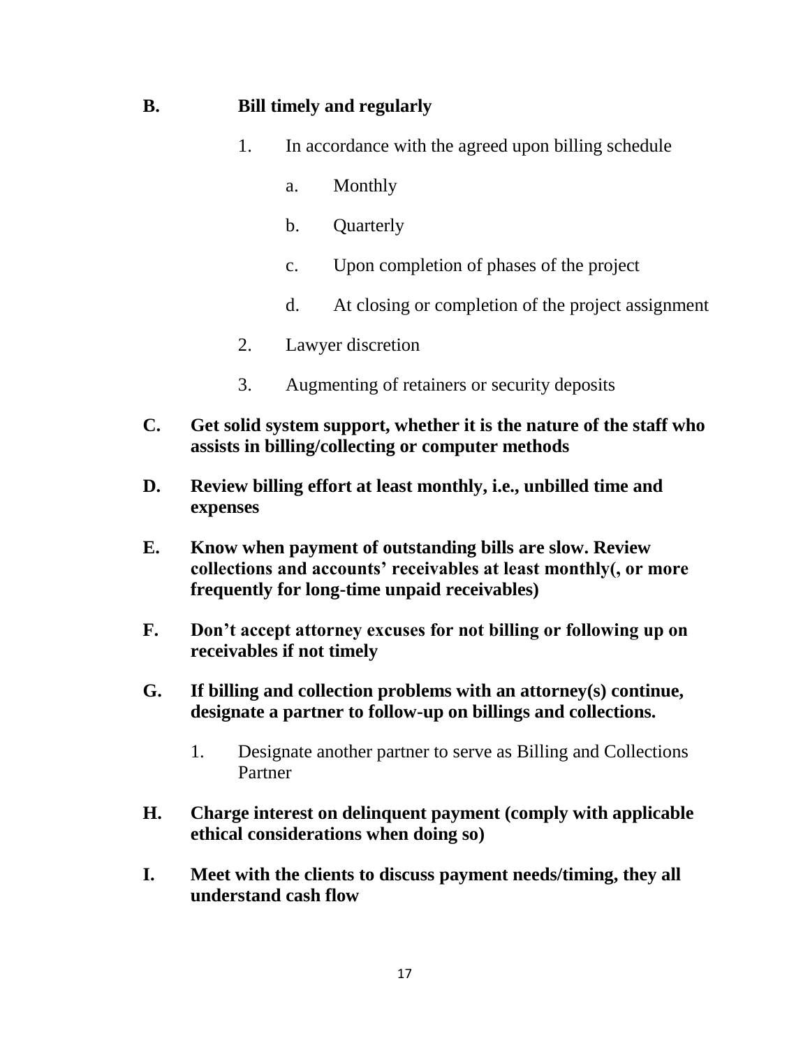**B. Bill timely and regularly**

1. In accordance with the agreed upon billing schedule
    a. Monthly
    b. Quarterly
    c. Upon completion of phases of the project
    d. At closing or completion of the project assignment
2. Lawyer discretion
3. Augmenting of retainers or security deposits

**C. Get solid system support, whether it is the nature of the staff who assists in billing/collecting or computer methods**

**D. Review billing effort at least monthly, i.e., unbilled time and expenses**

**E. Know when payment of outstanding bills are slow. Review collections and accounts' receivables at least monthly(, or more frequently for long-time unpaid receivables)**

**F. Don't accept attorney excuses for not billing or following up on receivables if not timely**

**G. If billing and collection problems with an attorney(s) continue, designate a partner to follow-up on billings and collections.**

1. Designate another partner to serve as Billing and Collections Partner

**H. Charge interest on delinquent payment (comply with applicable ethical considerations when doing so)**

**I. Meet with the clients to discuss payment needs/timing, they all understand cash flow**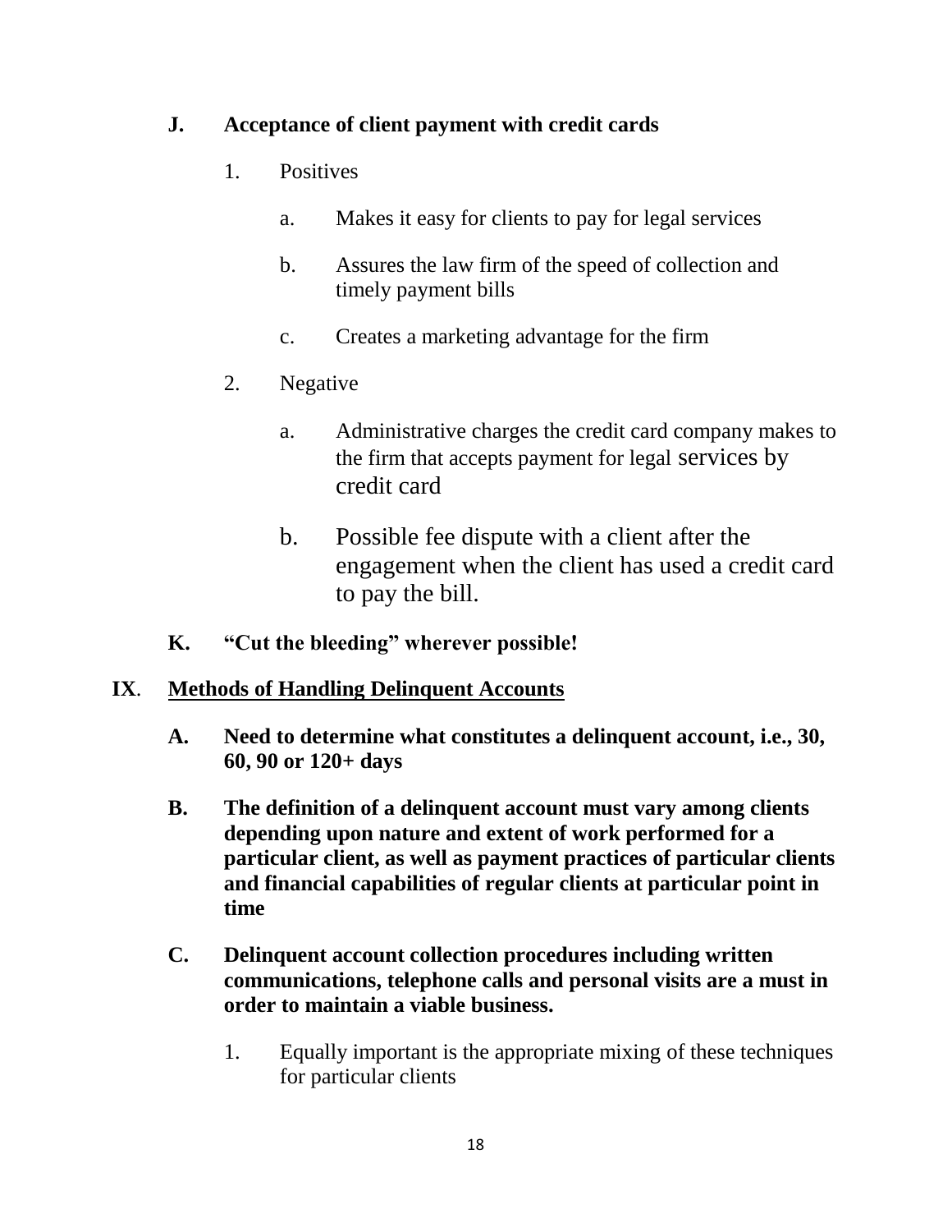**J. Acceptance of client payment with credit cards**

1. Positives

    a. Makes it easy for clients to pay for legal services

    b. Assures the law firm of the speed of collection and timely payment bills

    c. Creates a marketing advantage for the firm

2. Negative

    a. Administrative charges the credit card company makes to the firm that accepts payment for legal services by credit card

    b. Possible fee dispute with a client after the engagement when the client has used a credit card to pay the bill.

**K. "Cut the bleeding" wherever possible!**

## IX. <u>Methods of Handling Delinquent Accounts</u>

**A. Need to determine what constitutes a delinquent account, i.e., 30, 60, 90 or 120+ days**

**B. The definition of a delinquent account must vary among clients depending upon nature and extent of work performed for a particular client, as well as payment practices of particular clients and financial capabilities of regular clients at particular point in time**

**C. Delinquent account collection procedures including written communications, telephone calls and personal visits are a must in order to maintain a viable business.**

1. Equally important is the appropriate mixing of these techniques for particular clients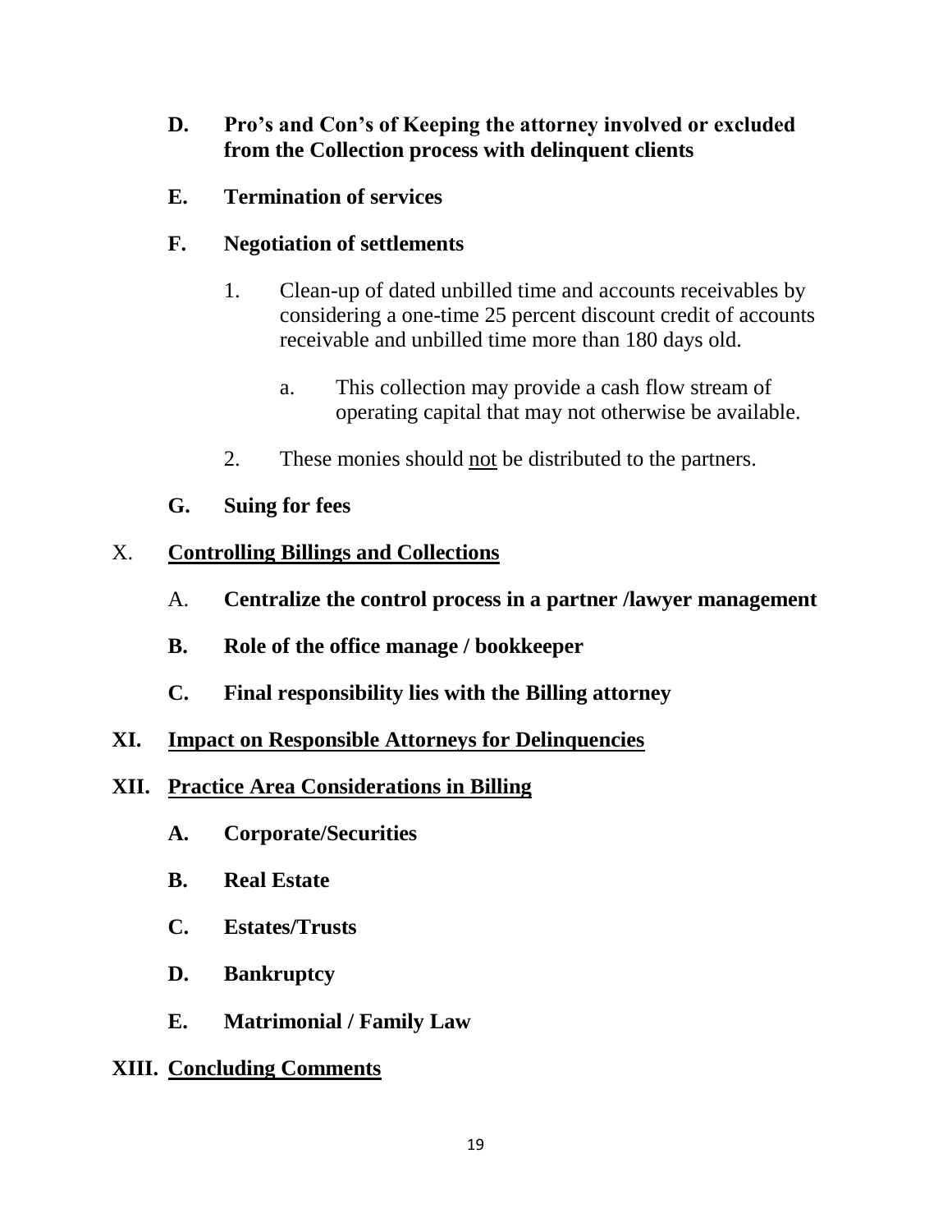**D. Pro's and Con's of Keeping the attorney involved or excluded from the Collection process with delinquent clients**

**E. Termination of services**

**F. Negotiation of settlements**

1. Clean-up of dated unbilled time and accounts receivables by considering a one-time 25 percent discount credit of accounts receivable and unbilled time more than 180 days old.

   a. This collection may provide a cash flow stream of operating capital that may not otherwise be available.

2. These monies should <u>not</u> be distributed to the partners.

**G. Suing for fees**

## X. <u>Controlling Billings and Collections</u>

A. **Centralize the control process in a partner /lawyer management**

**B. Role of the office manage / bookkeeper**

**C. Final responsibility lies with the Billing attorney**

## XI. <u>Impact on Responsible Attorneys for Delinquencies</u>

## XII. <u>Practice Area Considerations in Billing</u>

**A. Corporate/Securities**

**B. Real Estate**

**C. Estates/Trusts**

**D. Bankruptcy**

**E. Matrimonial / Family Law**

## XIII. <u>Concluding Comments</u>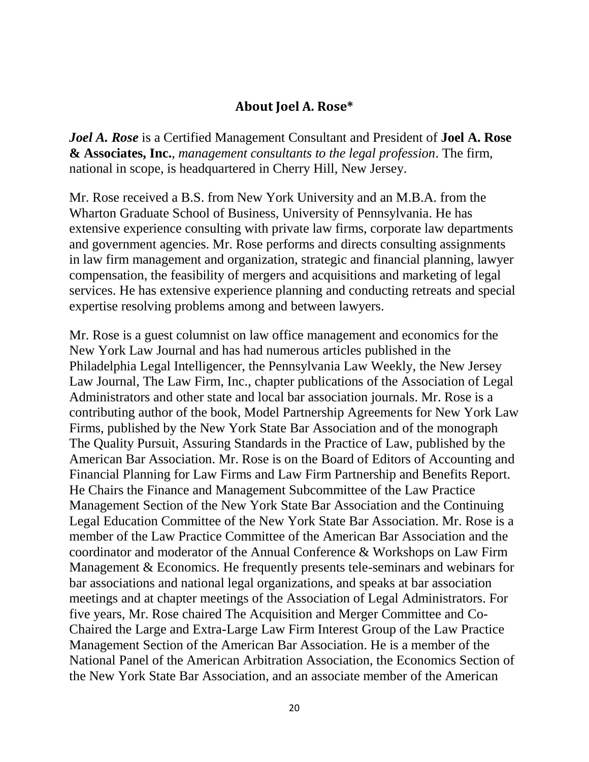## About Joel A. Rose*

***Joel A. Rose*** is a Certified Management Consultant and President of **Joel A. Rose & Associates, Inc.**, *management consultants to the legal profession*. The firm, national in scope, is headquartered in Cherry Hill, New Jersey.

Mr. Rose received a B.S. from New York University and an M.B.A. from the Wharton Graduate School of Business, University of Pennsylvania. He has extensive experience consulting with private law firms, corporate law departments and government agencies. Mr. Rose performs and directs consulting assignments in law firm management and organization, strategic and financial planning, lawyer compensation, the feasibility of mergers and acquisitions and marketing of legal services. He has extensive experience planning and conducting retreats and special expertise resolving problems among and between lawyers.

Mr. Rose is a guest columnist on law office management and economics for the New York Law Journal and has had numerous articles published in the Philadelphia Legal Intelligencer, the Pennsylvania Law Weekly, the New Jersey Law Journal, The Law Firm, Inc., chapter publications of the Association of Legal Administrators and other state and local bar association journals. Mr. Rose is a contributing author of the book, Model Partnership Agreements for New York Law Firms, published by the New York State Bar Association and of the monograph The Quality Pursuit, Assuring Standards in the Practice of Law, published by the American Bar Association. Mr. Rose is on the Board of Editors of Accounting and Financial Planning for Law Firms and Law Firm Partnership and Benefits Report. He Chairs the Finance and Management Subcommittee of the Law Practice Management Section of the New York State Bar Association and the Continuing Legal Education Committee of the New York State Bar Association. Mr. Rose is a member of the Law Practice Committee of the American Bar Association and the coordinator and moderator of the Annual Conference & Workshops on Law Firm Management & Economics. He frequently presents tele-seminars and webinars for bar associations and national legal organizations, and speaks at bar association meetings and at chapter meetings of the Association of Legal Administrators. For five years, Mr. Rose chaired The Acquisition and Merger Committee and Co-Chaired the Large and Extra-Large Law Firm Interest Group of the Law Practice Management Section of the American Bar Association. He is a member of the National Panel of the American Arbitration Association, the Economics Section of the New York State Bar Association, and an associate member of the American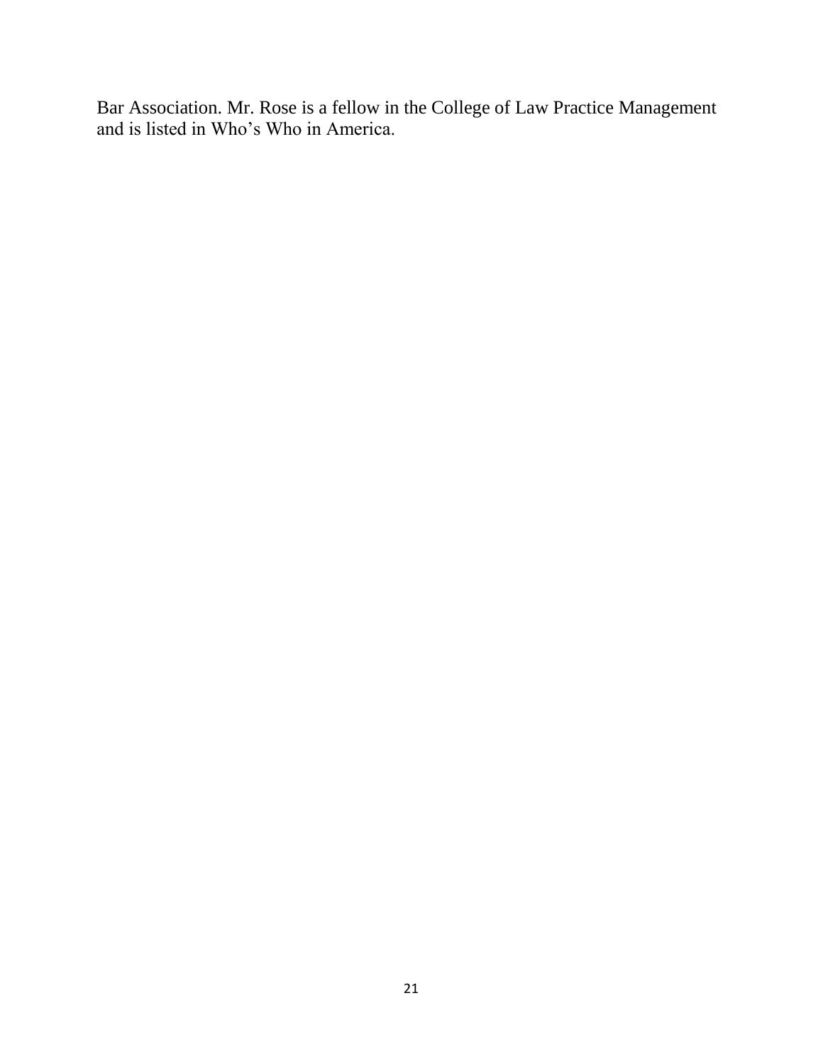Bar Association. Mr. Rose is a fellow in the College of Law Practice Management and is listed in Who's Who in America.